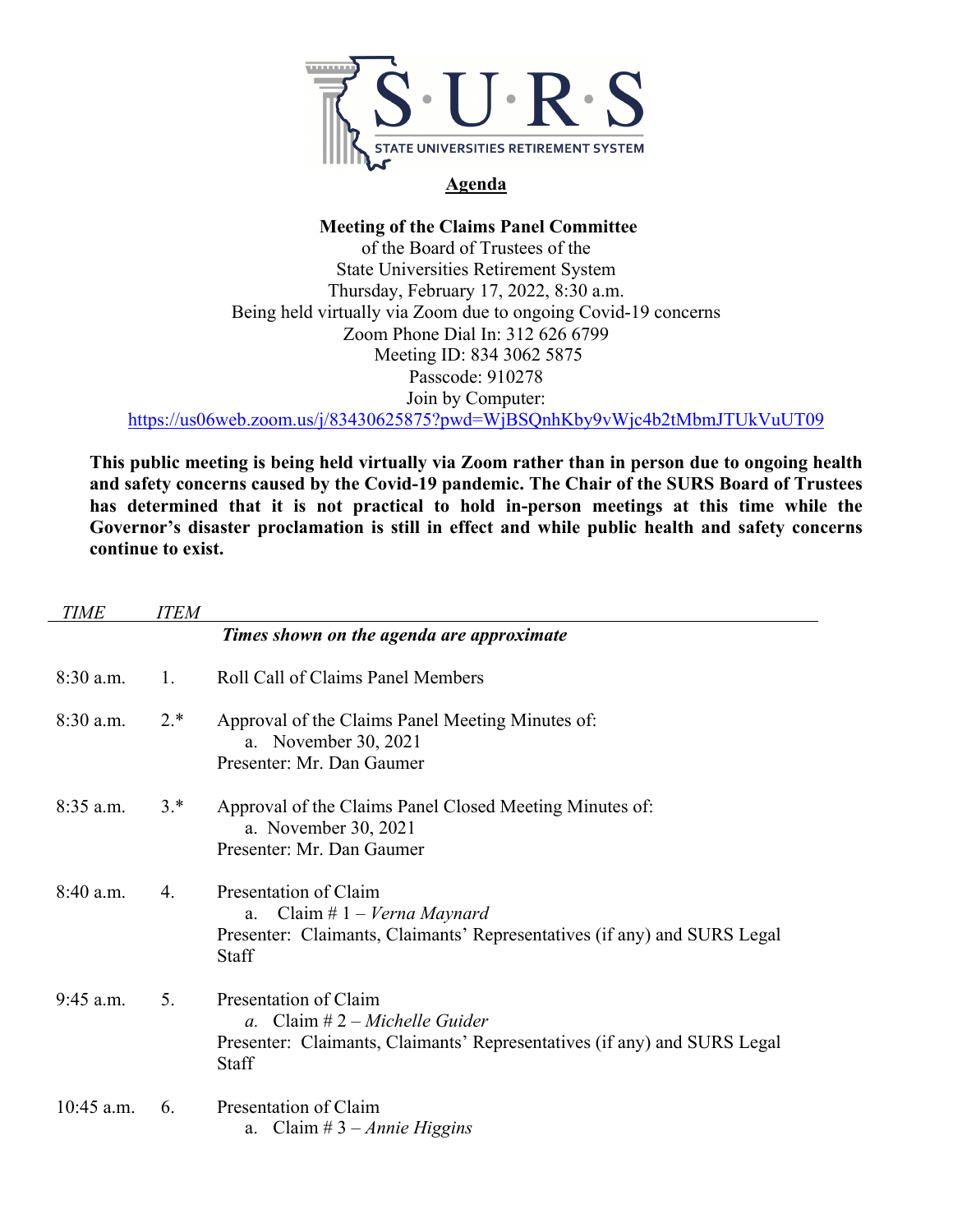S·U·R·S

STATE UNIVERSITIES RETIREMENT SYSTEM

# Agenda

**Meeting of the Claims Panel Committee**
of the Board of Trustees of the
State Universities Retirement System
Thursday, February 17, 2022, 8:30 a.m.
Being held virtually via Zoom due to ongoing Covid-19 concerns
Zoom Phone Dial In: 312 626 6799
Meeting ID: 834 3062 5875
Passcode: 910278
Join by Computer:
https://us06web.zoom.us/j/83430625875?pwd=WjBSQnhKby9vWjc4b2tMbmJTUkVuUT09

**This public meeting is being held virtually via Zoom rather than in person due to ongoing health and safety concerns caused by the Covid-19 pandemic. The Chair of the SURS Board of Trustees has determined that it is not practical to hold in-person meetings at this time while the Governor's disaster proclamation is still in effect and while public health and safety concerns continue to exist.**

| *TIME* | *ITEM* | |
|---|---|---|
| | | ***Times shown on the agenda are approximate*** |
| 8:30 a.m. | 1. | Roll Call of Claims Panel Members |
| 8:30 a.m. | 2.* | Approval of the Claims Panel Meeting Minutes of:<br>a. November 30, 2021<br>Presenter: Mr. Dan Gaumer |
| 8:35 a.m. | 3.* | Approval of the Claims Panel Closed Meeting Minutes of:<br>a. November 30, 2021<br>Presenter: Mr. Dan Gaumer |
| 8:40 a.m. | 4. | Presentation of Claim<br>a. Claim # 1 – *Verna Maynard*<br>Presenter: Claimants, Claimants' Representatives (if any) and SURS Legal Staff |
| 9:45 a.m. | 5. | Presentation of Claim<br>*a.* Claim # 2 – *Michelle Guider*<br>Presenter: Claimants, Claimants' Representatives (if any) and SURS Legal Staff |
| 10:45 a.m. | 6. | Presentation of Claim<br>a. Claim # 3 – *Annie Higgins* |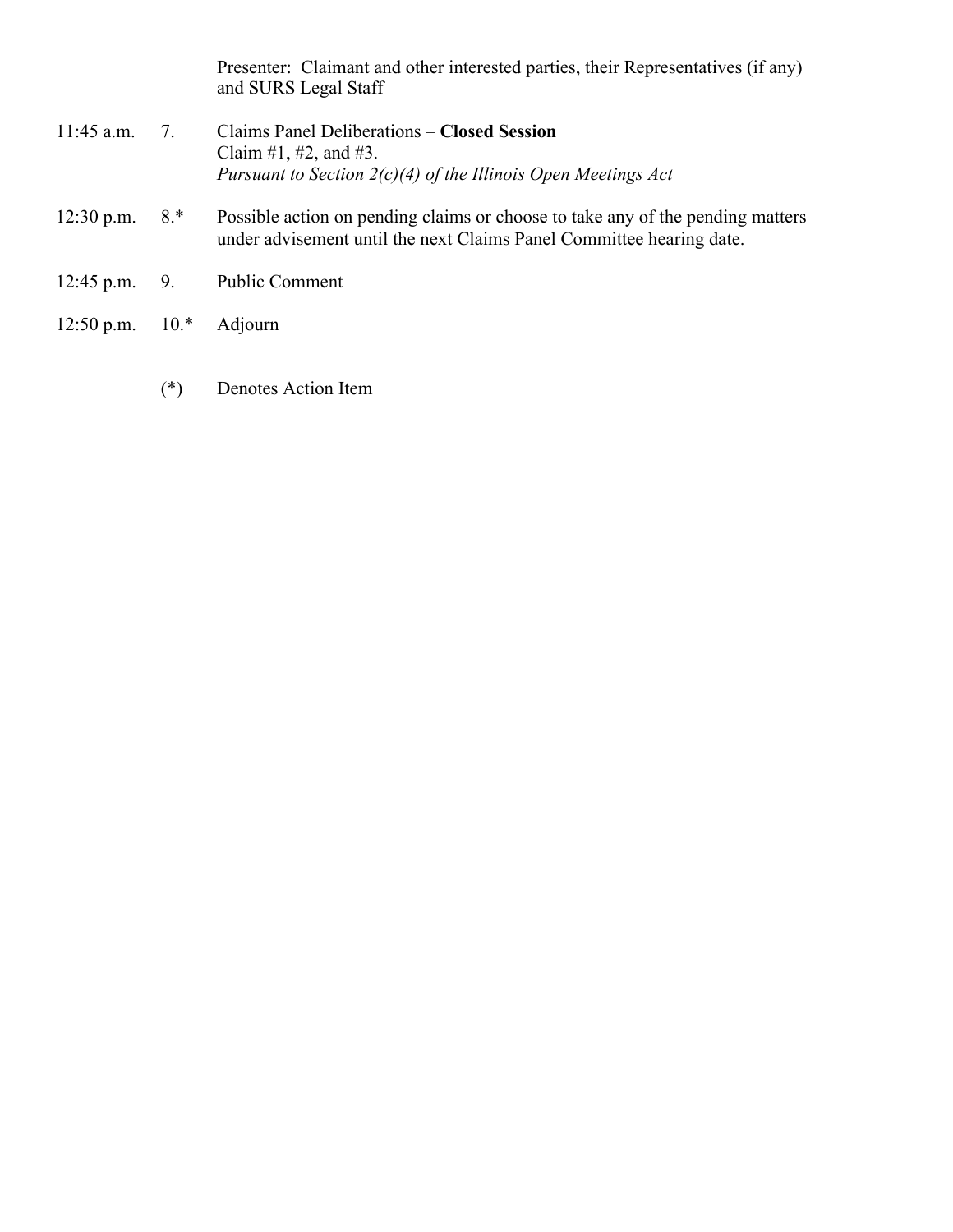Presenter: Claimant and other interested parties, their Representatives (if any) and SURS Legal Staff

| | | |
|---|---|---|
| 11:45 a.m. | 7. | Claims Panel Deliberations – **Closed Session**<br>Claim #1, #2, and #3.<br>*Pursuant to Section 2(c)(4) of the Illinois Open Meetings Act* |
| 12:30 p.m. | 8.* | Possible action on pending claims or choose to take any of the pending matters under advisement until the next Claims Panel Committee hearing date. |
| 12:45 p.m. | 9. | Public Comment |
| 12:50 p.m. | 10.* | Adjourn |

(*) Denotes Action Item